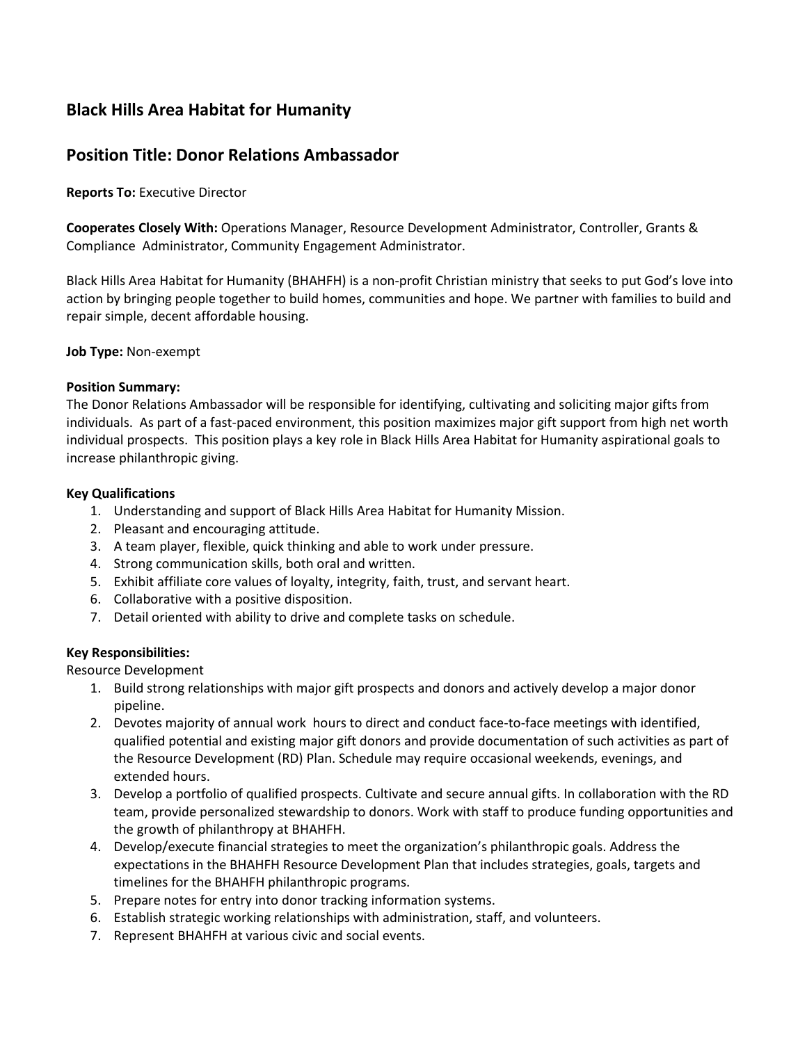## Black Hills Area Habitat for Humanity

## Position Title: Donor Relations Ambassador

**Reports To:** Executive Director

**Cooperates Closely With:** Operations Manager, Resource Development Administrator, Controller, Grants & Compliance Administrator, Community Engagement Administrator.

Black Hills Area Habitat for Humanity (BHAHFH) is a non-profit Christian ministry that seeks to put God's love into action by bringing people together to build homes, communities and hope. We partner with families to build and repair simple, decent affordable housing.

**Job Type:** Non-exempt

**Position Summary:**
The Donor Relations Ambassador will be responsible for identifying, cultivating and soliciting major gifts from individuals. As part of a fast-paced environment, this position maximizes major gift support from high net worth individual prospects. This position plays a key role in Black Hills Area Habitat for Humanity aspirational goals to increase philanthropic giving.

**Key Qualifications**

1. Understanding and support of Black Hills Area Habitat for Humanity Mission.
2. Pleasant and encouraging attitude.
3. A team player, flexible, quick thinking and able to work under pressure.
4. Strong communication skills, both oral and written.
5. Exhibit affiliate core values of loyalty, integrity, faith, trust, and servant heart.
6. Collaborative with a positive disposition.
7. Detail oriented with ability to drive and complete tasks on schedule.

**Key Responsibilities:**

Resource Development

1. Build strong relationships with major gift prospects and donors and actively develop a major donor pipeline.
2. Devotes majority of annual work hours to direct and conduct face-to-face meetings with identified, qualified potential and existing major gift donors and provide documentation of such activities as part of the Resource Development (RD) Plan. Schedule may require occasional weekends, evenings, and extended hours.
3. Develop a portfolio of qualified prospects. Cultivate and secure annual gifts. In collaboration with the RD team, provide personalized stewardship to donors. Work with staff to produce funding opportunities and the growth of philanthropy at BHAHFH.
4. Develop/execute financial strategies to meet the organization's philanthropic goals. Address the expectations in the BHAHFH Resource Development Plan that includes strategies, goals, targets and timelines for the BHAHFH philanthropic programs.
5. Prepare notes for entry into donor tracking information systems.
6. Establish strategic working relationships with administration, staff, and volunteers.
7. Represent BHAHFH at various civic and social events.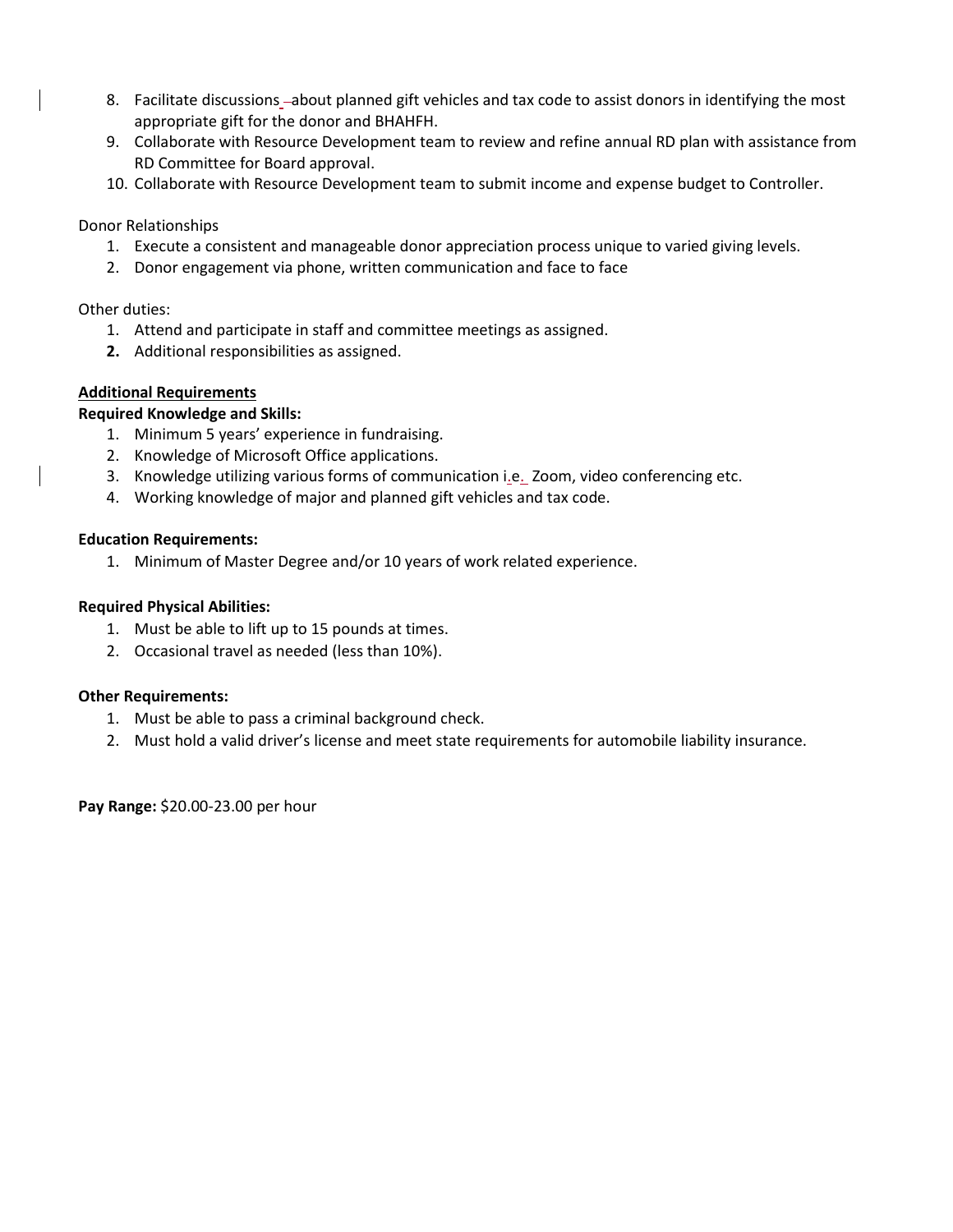8. Facilitate discussions about planned gift vehicles and tax code to assist donors in identifying the most appropriate gift for the donor and BHAHFH.
9. Collaborate with Resource Development team to review and refine annual RD plan with assistance from RD Committee for Board approval.
10. Collaborate with Resource Development team to submit income and expense budget to Controller.

Donor Relationships

1. Execute a consistent and manageable donor appreciation process unique to varied giving levels.
2. Donor engagement via phone, written communication and face to face

Other duties:

1. Attend and participate in staff and committee meetings as assigned.
2. Additional responsibilities as assigned.

**Additional Requirements**

**Required Knowledge and Skills:**

1. Minimum 5 years' experience in fundraising.
2. Knowledge of Microsoft Office applications.
3. Knowledge utilizing various forms of communication i.e. Zoom, video conferencing etc.
4. Working knowledge of major and planned gift vehicles and tax code.

**Education Requirements:**

1. Minimum of Master Degree and/or 10 years of work related experience.

**Required Physical Abilities:**

1. Must be able to lift up to 15 pounds at times.
2. Occasional travel as needed (less than 10%).

**Other Requirements:**

1. Must be able to pass a criminal background check.
2. Must hold a valid driver's license and meet state requirements for automobile liability insurance.

**Pay Range:** $20.00-23.00 per hour